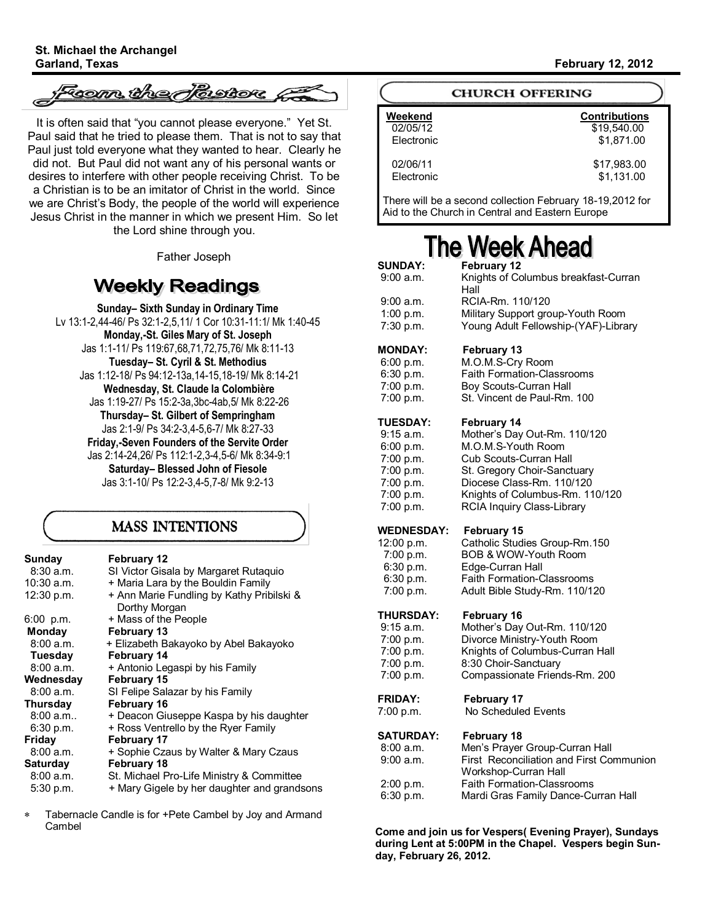**St. Michael the Archangel**
**Garland, Texas** **February 12, 2012**

## From the Pastor

It is often said that "you cannot please everyone." Yet St. Paul said that he tried to please them. That is not to say that Paul just told everyone what they wanted to hear. Clearly he did not. But Paul did not want any of his personal wants or desires to interfere with other people receiving Christ. To be a Christian is to be an imitator of Christ in the world. Since we are Christ's Body, the people of the world will experience Jesus Christ in the manner in which we present Him. So let the Lord shine through you.

Father Joseph

## Weekly Readings

**Sunday– Sixth Sunday in Ordinary Time**
Lv 13:1-2,44-46/ Ps 32:1-2,5,11/ 1 Cor 10:31-11:1/ Mk 1:40-45

**Monday,-St. Giles Mary of St. Joseph**
Jas 1:1-11/ Ps 119:67,68,71,72,75,76/ Mk 8:11-13

**Tuesday– St. Cyril & St. Methodius**
Jas 1:12-18/ Ps 94:12-13a,14-15,18-19/ Mk 8:14-21

**Wednesday, St. Claude la Colombière**
Jas 1:19-27/ Ps 15:2-3a,3bc-4ab,5/ Mk 8:22-26

**Thursday– St. Gilbert of Sempringham**
Jas 2:1-9/ Ps 34:2-3,4-5,6-7/ Mk 8:27-33

**Friday,-Seven Founders of the Servite Order**
Jas 2:14-24,26/ Ps 112:1-2,3-4,5-6/ Mk 8:34-9:1

**Saturday– Blessed John of Fiesole**
Jas 3:1-10/ Ps 12:2-3,4-5,7-8/ Mk 9:2-13

## MASS INTENTIONS

| | |
|---|---|
| **Sunday** | **February 12** |
| 8:30 a.m. | SI Victor Gisala by Margaret Rutaquio |
| 10:30 a.m. | + Maria Lara by the Bouldin Family |
| 12:30 p.m. | + Ann Marie Fundling by Kathy Pribilski & Dorthy Morgan |
| 6:00 p.m. | + Mass of the People |
| **Monday** | **February 13** |
| 8:00 a.m. | + Elizabeth Bakayoko by Abel Bakayoko |
| **Tuesday** | **February 14** |
| 8:00 a.m. | + Antonio Legaspi by his Family |
| **Wednesday** | **February 15** |
| 8:00 a.m. | SI Felipe Salazar by his Family |
| **Thursday** | **February 16** |
| 8:00 a.m.. | + Deacon Giuseppe Kaspa by his daughter |
| 6:30 p.m. | + Ross Ventrello by the Ryer Family |
| **Friday** | **February 17** |
| 8:00 a.m. | + Sophie Czaus by Walter & Mary Czaus |
| **Saturday** | **February 18** |
| 8:00 a.m. | St. Michael Pro-Life Ministry & Committee |
| 5:30 p.m. | + Mary Gigele by her daughter and grandsons |

* Tabernacle Candle is for +Pete Cambel by Joy and Armand Cambel

## CHURCH OFFERING

| Weekend | Contributions |
|---|---|
| 02/05/12 | $19,540.00 |
| Electronic | $1,871.00 |
| 02/06/11 | $17,983.00 |
| Electronic | $1,131.00 |

There will be a second collection February 18-19,2012 for Aid to the Church in Central and Eastern Europe

# The Week Ahead

| | |
|---|---|
| **SUNDAY:** | **February 12** |
| 9:00 a.m. | Knights of Columbus breakfast-Curran Hall |
| 9:00 a.m. | RCIA-Rm. 110/120 |
| 1:00 p.m. | Military Support group-Youth Room |
| 7:30 p.m. | Young Adult Fellowship-(YAF)-Library |
| **MONDAY:** | **February 13** |
| 6:00 p.m. | M.O.M.S-Cry Room |
| 6:30 p.m. | Faith Formation-Classrooms |
| 7:00 p.m. | Boy Scouts-Curran Hall |
| 7:00 p.m. | St. Vincent de Paul-Rm. 100 |
| **TUESDAY:** | **February 14** |
| 9:15 a.m. | Mother's Day Out-Rm. 110/120 |
| 6:00 p.m. | M.O.M.S-Youth Room |
| 7:00 p.m. | Cub Scouts-Curran Hall |
| 7:00 p.m. | St. Gregory Choir-Sanctuary |
| 7:00 p.m. | Diocese Class-Rm. 110/120 |
| 7:00 p.m. | Knights of Columbus-Rm. 110/120 |
| 7:00 p.m. | RCIA Inquiry Class-Library |
| **WEDNESDAY:** | **February 15** |
| 12:00 p.m. | Catholic Studies Group-Rm.150 |
| 7:00 p.m. | BOB & WOW-Youth Room |
| 6:30 p.m. | Edge-Curran Hall |
| 6:30 p.m. | Faith Formation-Classrooms |
| 7:00 p.m. | Adult Bible Study-Rm. 110/120 |
| **THURSDAY:** | **February 16** |
| 9:15 a.m. | Mother's Day Out-Rm. 110/120 |
| 7:00 p.m. | Divorce Ministry-Youth Room |
| 7:00 p.m. | Knights of Columbus-Curran Hall |
| 7:00 p.m. | 8:30 Choir-Sanctuary |
| 7:00 p.m. | Compassionate Friends-Rm. 200 |
| **FRIDAY:** | **February 17** |
| 7:00 p.m. | No Scheduled Events |
| **SATURDAY:** | **February 18** |
| 8:00 a.m. | Men's Prayer Group-Curran Hall |
| 9:00 a.m. | First Reconciliation and First Communion Workshop-Curran Hall |
| 2:00 p.m. | Faith Formation-Classrooms |
| 6:30 p.m. | Mardi Gras Family Dance-Curran Hall |

**Come and join us for Vespers( Evening Prayer), Sundays during Lent at 5:00PM in the Chapel. Vespers begin Sunday, February 26, 2012.**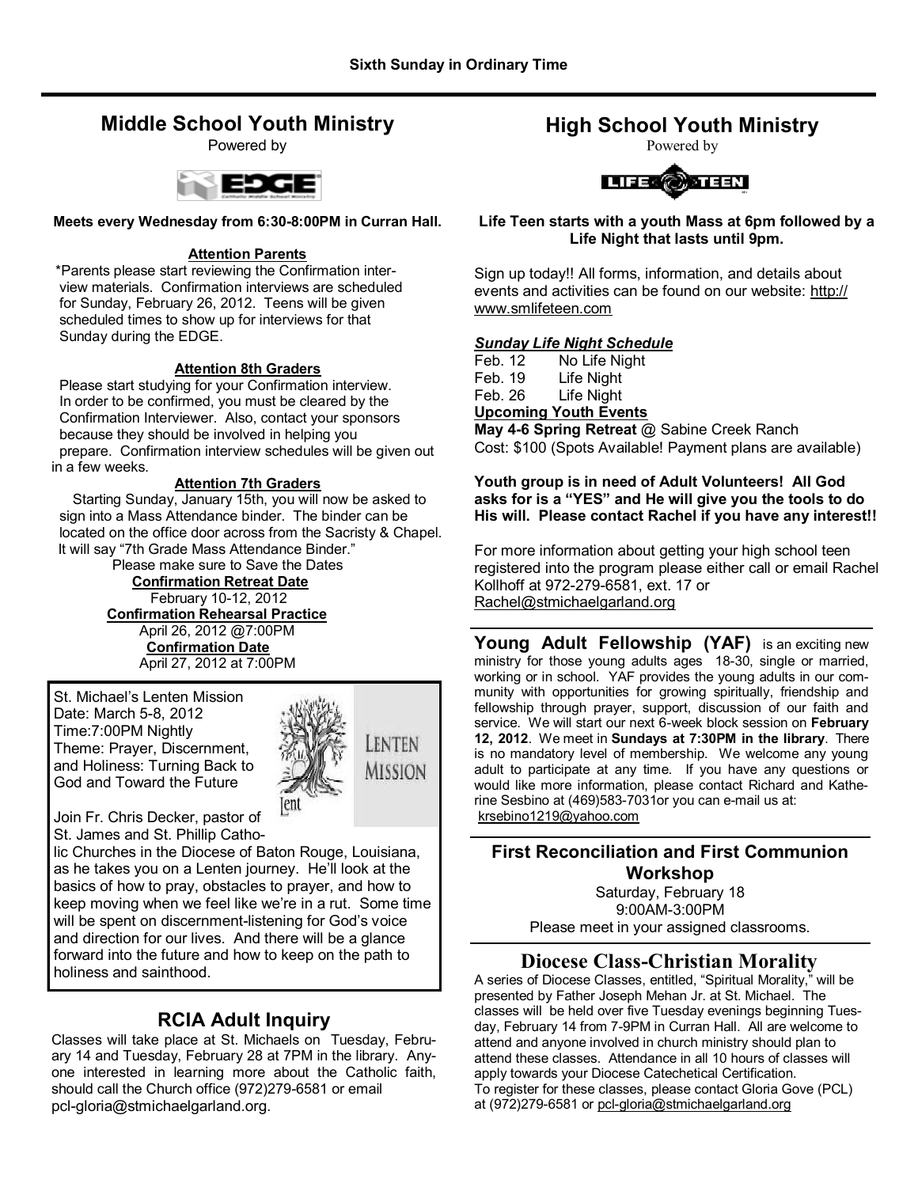## Middle School Youth Ministry

Powered by EDGE

**Meets every Wednesday from 6:30-8:00PM in Curran Hall.**

**Attention Parents**

*Parents please start reviewing the Confirmation interview materials. Confirmation interviews are scheduled for Sunday, February 26, 2012. Teens will be given scheduled times to show up for interviews for that Sunday during the EDGE.

**Attention 8th Graders**

Please start studying for your Confirmation interview. In order to be confirmed, you must be cleared by the Confirmation Interviewer. Also, contact your sponsors because they should be involved in helping you prepare. Confirmation interview schedules will be given out in a few weeks.

**Attention 7th Graders**

Starting Sunday, January 15th, you will now be asked to sign into a Mass Attendance binder. The binder can be located on the office door across from the Sacristy & Chapel. It will say "7th Grade Mass Attendance Binder."

Please make sure to Save the Dates

**Confirmation Retreat Date**
February 10-12, 2012

**Confirmation Rehearsal Practice**
April 26, 2012 @7:00PM

**Confirmation Date**
April 27, 2012 at 7:00PM

St. Michael's Lenten Mission
Date: March 5-8, 2012
Time:7:00PM Nightly
Theme: Prayer, Discernment, and Holiness: Turning Back to God and Toward the Future

Join Fr. Chris Decker, pastor of St. James and St. Phillip Catholic Churches in the Diocese of Baton Rouge, Louisiana, as he takes you on a Lenten journey. He'll look at the basics of how to pray, obstacles to prayer, and how to keep moving when we feel like we're in a rut. Some time will be spent on discernment-listening for God's voice and direction for our lives. And there will be a glance forward into the future and how to keep on the path to holiness and sainthood.

## RCIA Adult Inquiry

Classes will take place at St. Michaels on Tuesday, February 14 and Tuesday, February 28 at 7PM in the library. Anyone interested in learning more about the Catholic faith, should call the Church office (972)279-6581 or email pcl-gloria@stmichaelgarland.org.

## High School Youth Ministry

Powered by LIFE TEEN

**Life Teen starts with a youth Mass at 6pm followed by a Life Night that lasts until 9pm.**

Sign up today!! All forms, information, and details about events and activities can be found on our website: http://www.smlifeteen.com

***Sunday Life Night Schedule***

Feb. 12 No Life Night
Feb. 19 Life Night
Feb. 26 Life Night

**Upcoming Youth Events**

**May 4-6 Spring Retreat** @ Sabine Creek Ranch
Cost: $100 (Spots Available! Payment plans are available)

**Youth group is in need of Adult Volunteers! All God asks for is a "YES" and He will give you the tools to do His will. Please contact Rachel if you have any interest!!**

For more information about getting your high school teen registered into the program please either call or email Rachel Kollhoff at 972-279-6581, ext. 17 or Rachel@stmichaelgarland.org

**Young Adult Fellowship (YAF)** is an exciting new ministry for those young adults ages 18-30, single or married, working or in school. YAF provides the young adults in our community with opportunities for growing spiritually, friendship and fellowship through prayer, support, discussion of our faith and service. We will start our next 6-week block session on **February 12, 2012**. We meet in **Sundays at 7:30PM in the library**. There is no mandatory level of membership. We welcome any young adult to participate at any time. If you have any questions or would like more information, please contact Richard and Katherine Sesbino at (469)583-7031or you can e-mail us at: krsebino1219@yahoo.com

## First Reconciliation and First Communion Workshop

Saturday, February 18
9:00AM-3:00PM
Please meet in your assigned classrooms.

## Diocese Class-Christian Morality

A series of Diocese Classes, entitled, "Spiritual Morality," will be presented by Father Joseph Mehan Jr. at St. Michael. The classes will be held over five Tuesday evenings beginning Tuesday, February 14 from 7-9PM in Curran Hall. All are welcome to attend and anyone involved in church ministry should plan to attend these classes. Attendance in all 10 hours of classes will apply towards your Diocese Catechetical Certification.
To register for these classes, please contact Gloria Gove (PCL) at (972)279-6581 or pcl-gloria@stmichaelgarland.org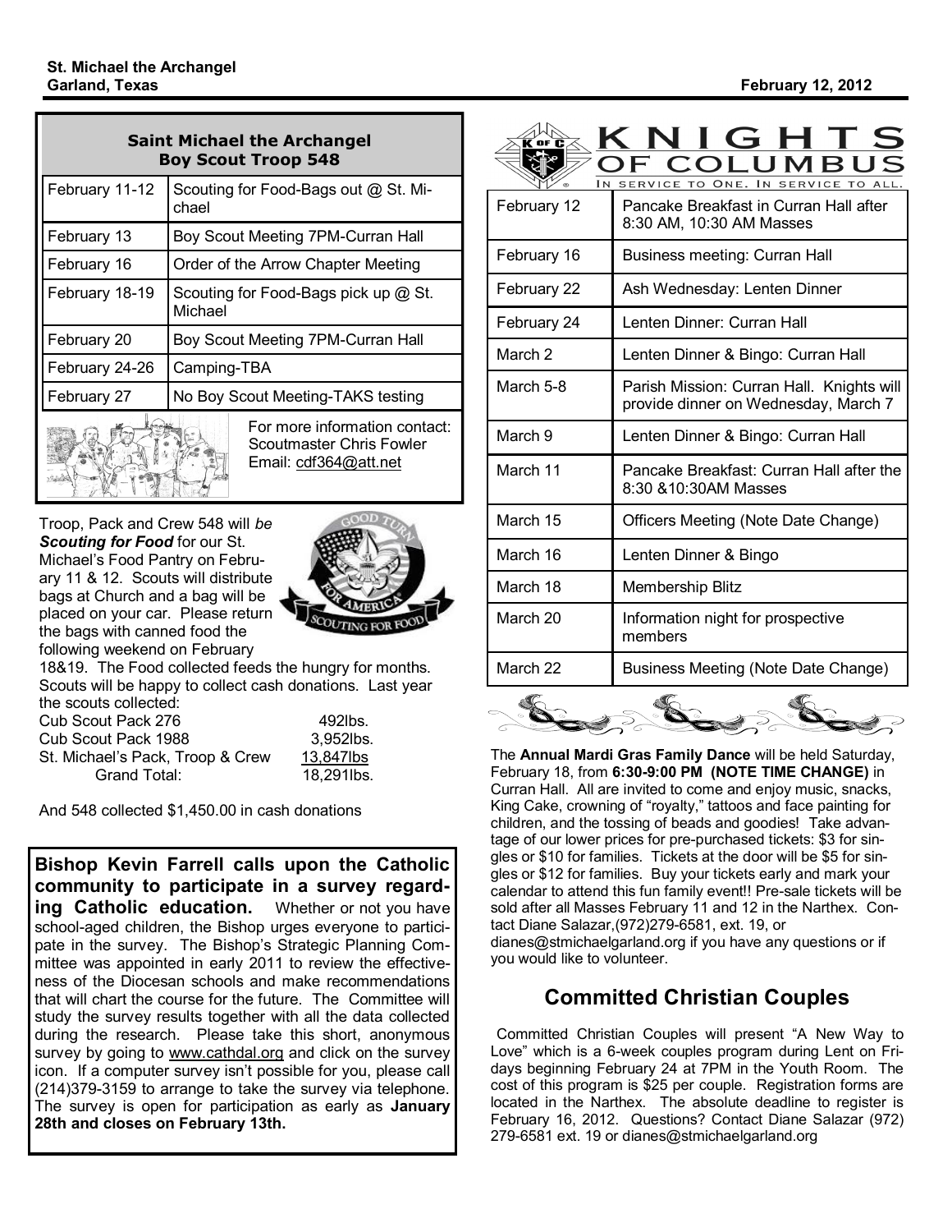## Saint Michael the Archangel Boy Scout Troop 548

| Date | Event |
|---|---|
| February 11-12 | Scouting for Food-Bags out @ St. Michael |
| February 13 | Boy Scout Meeting 7PM-Curran Hall |
| February 16 | Order of the Arrow Chapter Meeting |
| February 18-19 | Scouting for Food-Bags pick up @ St. Michael |
| February 20 | Boy Scout Meeting 7PM-Curran Hall |
| February 24-26 | Camping-TBA |
| February 27 | No Boy Scout Meeting-TAKS testing |

For more information contact:
Scoutmaster Chris Fowler
Email: cdf364@att.net

Troop, Pack and Crew 548 will *be* ***Scouting for Food*** for our St. Michael's Food Pantry on February 11 & 12. Scouts will distribute bags at Church and a bag will be placed on your car. Please return the bags with canned food the following weekend on February 18&19. The Food collected feeds the hungry for months. Scouts will be happy to collect cash donations. Last year the scouts collected:

| | |
|---|---|
| Cub Scout Pack 276 | 492lbs. |
| Cub Scout Pack 1988 | 3,952lbs. |
| St. Michael's Pack, Troop & Crew | 13,847lbs |
| Grand Total: | 18,291lbs. |

And 548 collected $1,450.00 in cash donations

**Bishop Kevin Farrell calls upon the Catholic community to participate in a survey regarding Catholic education.** Whether or not you have school-aged children, the Bishop urges everyone to participate in the survey. The Bishop's Strategic Planning Committee was appointed in early 2011 to review the effectiveness of the Diocesan schools and make recommendations that will chart the course for the future. The Committee will study the survey results together with all the data collected during the research. Please take this short, anonymous survey by going to www.cathdal.org and click on the survey icon. If a computer survey isn't possible for you, please call (214)379-3159 to arrange to take the survey via telephone. The survey is open for participation as early as **January 28th and closes on February 13th.**

## KNIGHTS OF COLUMBUS

In Service to One. In Service to All.

| Date | Event |
|---|---|
| February 12 | Pancake Breakfast in Curran Hall after 8:30 AM, 10:30 AM Masses |
| February 16 | Business meeting: Curran Hall |
| February 22 | Ash Wednesday: Lenten Dinner |
| February 24 | Lenten Dinner: Curran Hall |
| March 2 | Lenten Dinner & Bingo: Curran Hall |
| March 5-8 | Parish Mission: Curran Hall. Knights will provide dinner on Wednesday, March 7 |
| March 9 | Lenten Dinner & Bingo: Curran Hall |
| March 11 | Pancake Breakfast: Curran Hall after the 8:30 &10:30AM Masses |
| March 15 | Officers Meeting (Note Date Change) |
| March 16 | Lenten Dinner & Bingo |
| March 18 | Membership Blitz |
| March 20 | Information night for prospective members |
| March 22 | Business Meeting (Note Date Change) |

The **Annual Mardi Gras Family Dance** will be held Saturday, February 18, from **6:30-9:00 PM (NOTE TIME CHANGE)** in Curran Hall. All are invited to come and enjoy music, snacks, King Cake, crowning of "royalty," tattoos and face painting for children, and the tossing of beads and goodies! Take advantage of our lower prices for pre-purchased tickets: $3 for singles or $10 for families. Tickets at the door will be $5 for singles or $12 for families. Buy your tickets early and mark your calendar to attend this fun family event!! Pre-sale tickets will be sold after all Masses February 11 and 12 in the Narthex. Contact Diane Salazar,(972)279-6581, ext. 19, or dianes@stmichaelgarland.org if you have any questions or if you would like to volunteer.

## Committed Christian Couples

Committed Christian Couples will present "A New Way to Love" which is a 6-week couples program during Lent on Fridays beginning February 24 at 7PM in the Youth Room. The cost of this program is $25 per couple. Registration forms are located in the Narthex. The absolute deadline to register is February 16, 2012. Questions? Contact Diane Salazar (972) 279-6581 ext. 19 or dianes@stmichaelgarland.org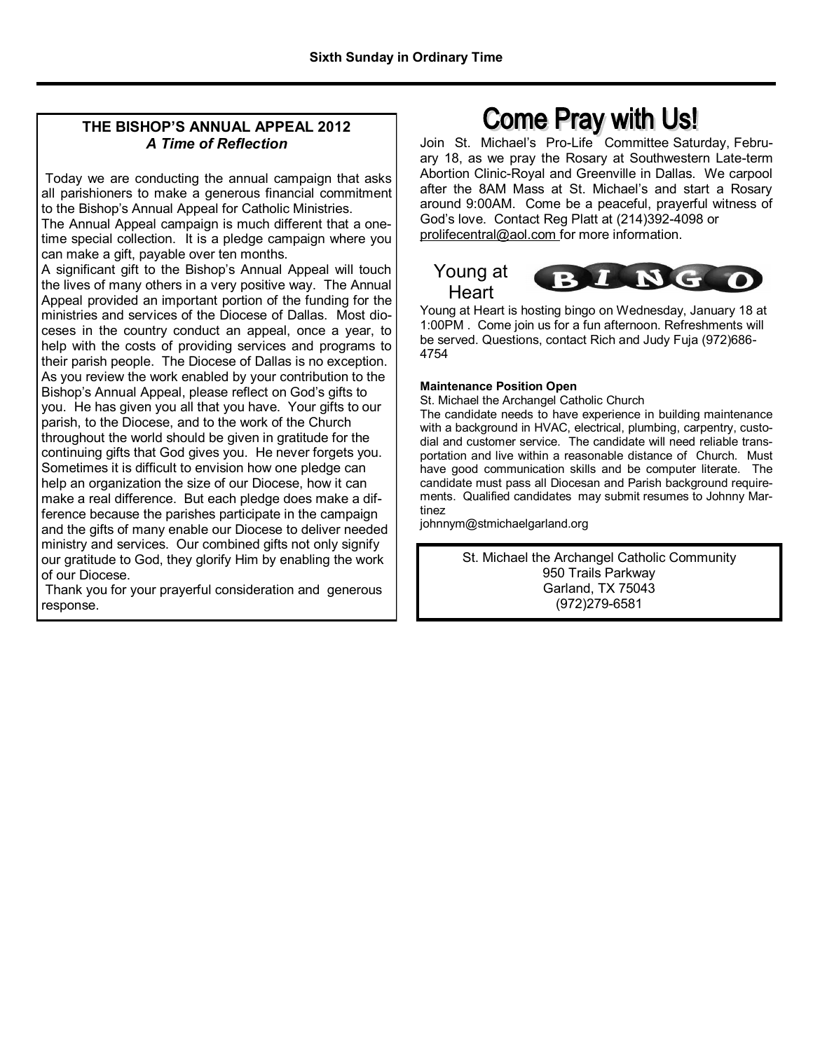# THE BISHOP'S ANNUAL APPEAL 2012

***A Time of Reflection***

Today we are conducting the annual campaign that asks all parishioners to make a generous financial commitment to the Bishop's Annual Appeal for Catholic Ministries.

The Annual Appeal campaign is much different that a one-time special collection. It is a pledge campaign where you can make a gift, payable over ten months.

A significant gift to the Bishop's Annual Appeal will touch the lives of many others in a very positive way. The Annual Appeal provided an important portion of the funding for the ministries and services of the Diocese of Dallas. Most dioceses in the country conduct an appeal, once a year, to help with the costs of providing services and programs to their parish people. The Diocese of Dallas is no exception. As you review the work enabled by your contribution to the Bishop's Annual Appeal, please reflect on God's gifts to you. He has given you all that you have. Your gifts to our parish, to the Diocese, and to the work of the Church throughout the world should be given in gratitude for the continuing gifts that God gives you. He never forgets you. Sometimes it is difficult to envision how one pledge can help an organization the size of our Diocese, how it can make a real difference. But each pledge does make a difference because the parishes participate in the campaign and the gifts of many enable our Diocese to deliver needed ministry and services. Our combined gifts not only signify our gratitude to God, they glorify Him by enabling the work of our Diocese.

Thank you for your prayerful consideration and generous response.

# Come Pray with Us!

Join St. Michael's Pro-Life Committee Saturday, February 18, as we pray the Rosary at Southwestern Late-term Abortion Clinic-Royal and Greenville in Dallas. We carpool after the 8AM Mass at St. Michael's and start a Rosary around 9:00AM. Come be a peaceful, prayerful witness of God's love. Contact Reg Platt at (214)392-4098 or prolifecentral@aol.com for more information.

## Young at Heart BINGO

Young at Heart is hosting bingo on Wednesday, January 18 at 1:00PM . Come join us for a fun afternoon. Refreshments will be served. Questions, contact Rich and Judy Fuja (972)686-4754

**Maintenance Position Open**

St. Michael the Archangel Catholic Church

The candidate needs to have experience in building maintenance with a background in HVAC, electrical, plumbing, carpentry, custodial and customer service. The candidate will need reliable transportation and live within a reasonable distance of Church. Must have good communication skills and be computer literate. The candidate must pass all Diocesan and Parish background requirements. Qualified candidates may submit resumes to Johnny Martinez

johnnym@stmichaelgarland.org

St. Michael the Archangel Catholic Community
950 Trails Parkway
Garland, TX 75043
(972)279-6581